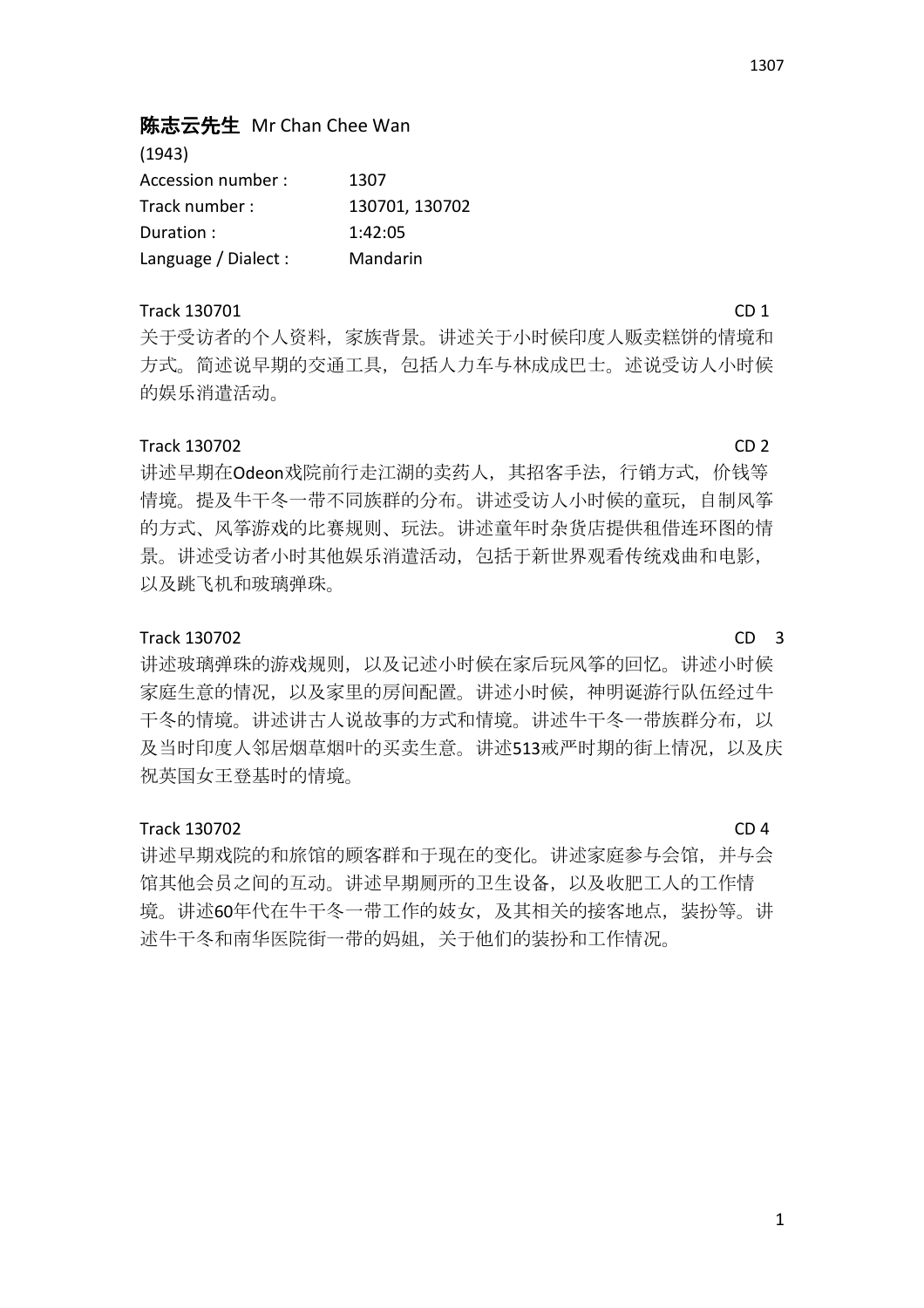**陈志云先生** Mr Chan Chee Wan

(1943)

| | |
|---|---|
| Accession number : | 1307 |
| Track number : | 130701, 130702 |
| Duration : | 1:42:05 |
| Language / Dialect : | Mandarin |

Track 130701 CD 1

关于受访者的个人资料，家族背景。讲述关于小时候印度人贩卖糕饼的情境和方式。简述说早期的交通工具，包括人力车与林成成巴士。述说受访人小时候的娱乐消遣活动。

Track 130702 CD 2

讲述早期在Odeon戏院前行走江湖的卖药人，其招客手法，行销方式，价钱等情境。提及牛干冬一带不同族群的分布。讲述受访人小时候的童玩，自制风筝的方式、风筝游戏的比赛规则、玩法。讲述童年时杂货店提供租借连环图的情景。讲述受访者小时其他娱乐消遣活动，包括于新世界观看传统戏曲和电影，以及跳飞机和玻璃弹珠。

Track 130702 CD 3

讲述玻璃弹珠的游戏规则，以及记述小时候在家后玩风筝的回忆。讲述小时候家庭生意的情况，以及家里的房间配置。讲述小时候，神明诞游行队伍经过牛干冬的情境。讲述讲古人说故事的方式和情境。讲述牛干冬一带族群分布，以及当时印度人邻居烟草烟叶的买卖生意。讲述513戒严时期的街上情况，以及庆祝英国女王登基时的情境。

Track 130702 CD 4

讲述早期戏院的和旅馆的顾客群和于现在的变化。讲述家庭参与会馆，并与会馆其他会员之间的互动。讲述早期厕所的卫生设备，以及收肥工人的工作情境。讲述60年代在牛干冬一带工作的妓女，及其相关的接客地点，装扮等。讲述牛干冬和南华医院街一带的妈姐，关于他们的装扮和工作情况。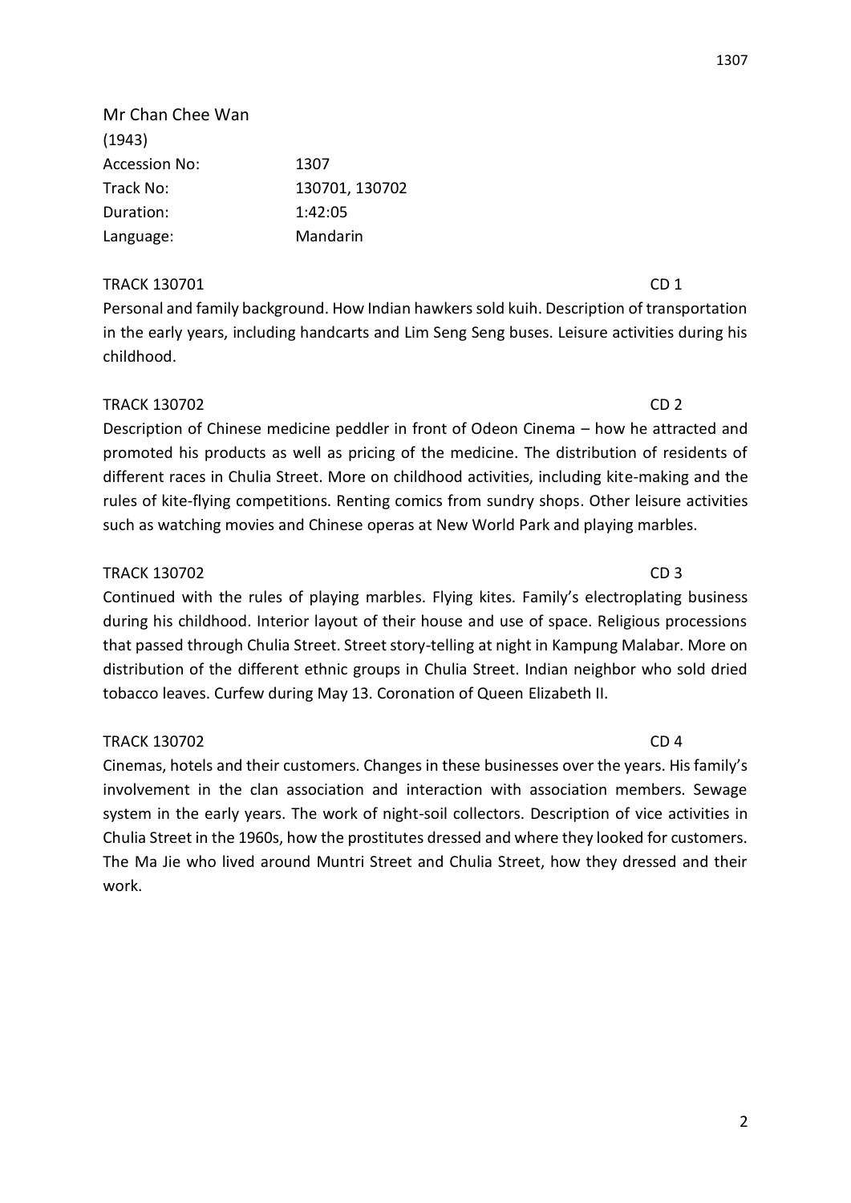Mr Chan Chee Wan
(1943)

| | |
|---|---|
| Accession No: | 1307 |
| Track No: | 130701, 130702 |
| Duration: | 1:42:05 |
| Language: | Mandarin |

TRACK 130701 CD 1

Personal and family background. How Indian hawkers sold kuih. Description of transportation in the early years, including handcarts and Lim Seng Seng buses. Leisure activities during his childhood.

TRACK 130702 CD 2

Description of Chinese medicine peddler in front of Odeon Cinema – how he attracted and promoted his products as well as pricing of the medicine. The distribution of residents of different races in Chulia Street. More on childhood activities, including kite-making and the rules of kite-flying competitions. Renting comics from sundry shops. Other leisure activities such as watching movies and Chinese operas at New World Park and playing marbles.

TRACK 130702 CD 3

Continued with the rules of playing marbles. Flying kites. Family's electroplating business during his childhood. Interior layout of their house and use of space. Religious processions that passed through Chulia Street. Street story-telling at night in Kampung Malabar. More on distribution of the different ethnic groups in Chulia Street. Indian neighbor who sold dried tobacco leaves. Curfew during May 13. Coronation of Queen Elizabeth II.

TRACK 130702 CD 4

Cinemas, hotels and their customers. Changes in these businesses over the years. His family's involvement in the clan association and interaction with association members. Sewage system in the early years. The work of night-soil collectors. Description of vice activities in Chulia Street in the 1960s, how the prostitutes dressed and where they looked for customers. The Ma Jie who lived around Muntri Street and Chulia Street, how they dressed and their work.